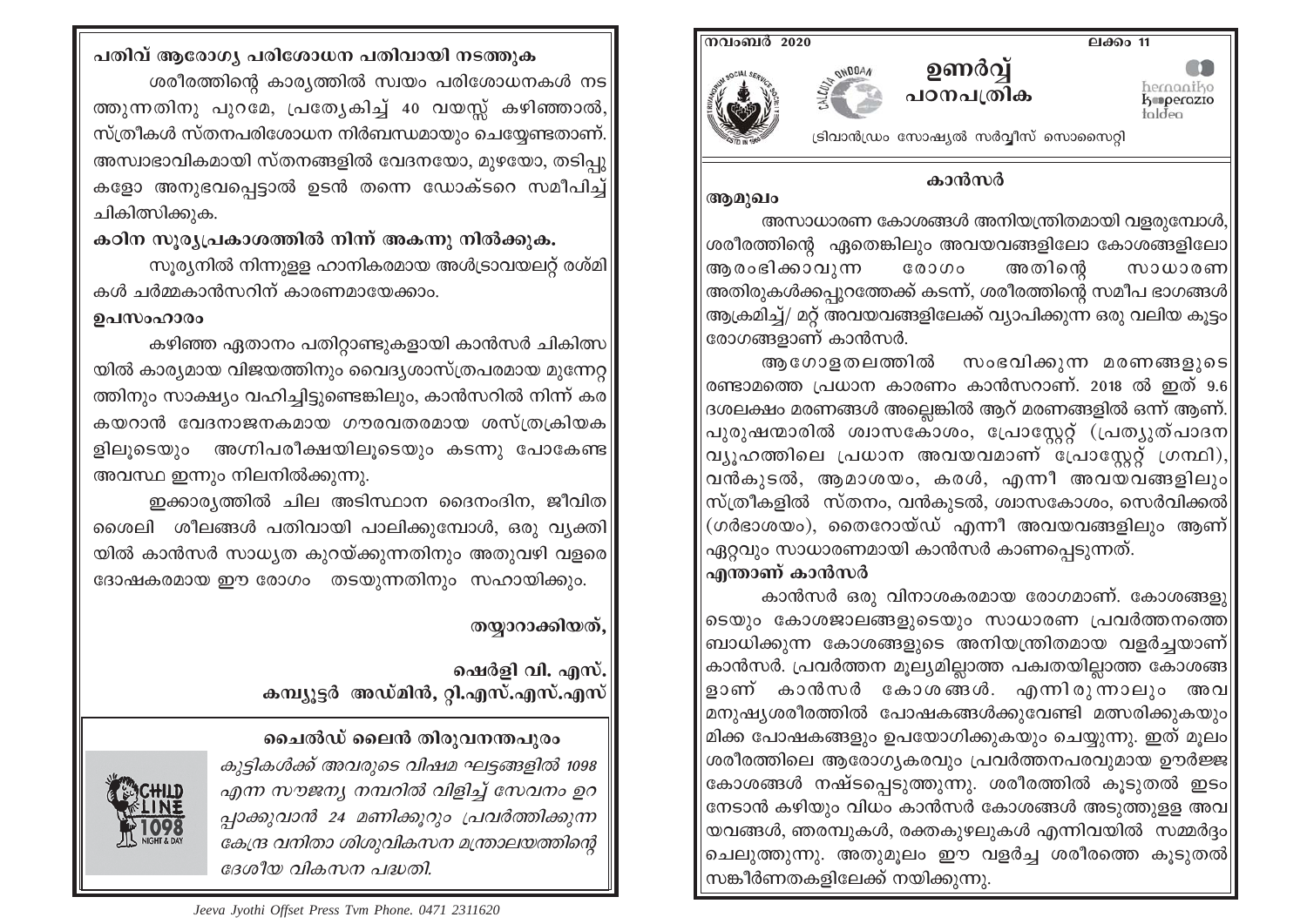നവംബർ 2020 — ലക്കം 11

# ഉണർവ്വ്
## പഠനപത്രിക

ട്രിവാൻഡ്രം സോഷ്യൽ സർവ്വീസ് സൊസൈറ്റി

## കാൻസർ

### ആമുഖം

അസാധാരണ കോശങ്ങൾ അനിയന്ത്രിതമായി വളരുമ്പോൾ, ശരീരത്തിന്റെ ഏതെങ്കിലും അവയവങ്ങളിലോ കോശങ്ങളിലോ ആരംഭിക്കാവുന്ന രോഗം അതിന്റെ സാധാരണ അതിരുകൾക്കപ്പുറത്തേക്ക് കടന്ന്, ശരീരത്തിന്റെ സമീപ ഭാഗങ്ങൾ ആക്രമിച്ച്/ മറ്റ് അവയവങ്ങളിലേക്ക് വ്യാപിക്കുന്ന ഒരു വലിയ കൂട്ടം രോഗങ്ങളാണ് കാൻസർ.

ആഗോളതലത്തിൽ സംഭവിക്കുന്ന മരണങ്ങളുടെ രണ്ടാമത്തെ പ്രധാന കാരണം കാൻസറാണ്. 2018 ൽ ഇത് 9.6 ദശലക്ഷം മരണങ്ങൾ അല്ലെങ്കിൽ ആറ് മരണങ്ങളിൽ ഒന്ന് ആണ്. പുരുഷന്മാരിൽ ശ്വാസകോശം, പ്രോസ്റ്റേറ്റ് (പ്രത്യുത്പാദന വ്യൂഹത്തിലെ പ്രധാന അവയവമാണ് പ്രോസ്റ്റേറ്റ് ഗ്രന്ഥി), വൻകുടൽ, ആമാശയം, കരൾ, എന്നീ അവയവങ്ങളിലും സ്ത്രീകളിൽ സ്തനം, വൻകുടൽ, ശ്വാസകോശം, സെർവിക്കൽ (ഗർഭാശയം), തൈറോയ്ഡ് എന്നീ അവയവങ്ങളിലും ആണ് ഏറ്റവും സാധാരണമായി കാൻസർ കാണപ്പെടുന്നത്.

### എന്താണ് കാൻസർ

കാൻസർ ഒരു വിനാശകരമായ രോഗമാണ്. കോശങ്ങളുടെയും കോശജാലങ്ങളുടെയും സാധാരണ പ്രവർത്തനത്തെ ബാധിക്കുന്ന കോശങ്ങളുടെ അനിയന്ത്രിതമായ വളർച്ചയാണ് കാൻസർ. പ്രവർത്തന മൂല്യമില്ലാത്ത പക്വതയില്ലാത്ത കോശങ്ങളാണ് കാൻസർ കോശങ്ങൾ. എന്നിരുന്നാലും അവ മനുഷ്യശരീരത്തിൽ പോഷകങ്ങൾക്കുവേണ്ടി മത്സരിക്കുകയും മിക്ക പോഷകങ്ങളും ഉപയോഗിക്കുകയും ചെയ്യുന്നു. ഇത് മൂലം ശരീരത്തിലെ ആരോഗ്യകരവും പ്രവർത്തനപരവുമായ ഊർജ്ജ കോശങ്ങൾ നഷ്ടപ്പെടുത്തുന്നു. ശരീരത്തിൽ കൂടുതൽ ഇടം നേടാൻ കഴിയും വിധം കാൻസർ കോശങ്ങൾ അടുത്തുള്ള അവയവങ്ങൾ, ഞരമ്പുകൾ, രക്തകുഴലുകൾ എന്നിവയിൽ സമ്മർദ്ദം ചെലുത്തുന്നു. അതുമൂലം ഈ വളർച്ച ശരീരത്തെ കൂടുതൽ സങ്കീർണതകളിലേക്ക് നയിക്കുന്നു.

---

### പതിവ് ആരോഗ്യ പരിശോധന പതിവായി നടത്തുക

ശരീരത്തിന്റെ കാര്യത്തിൽ സ്വയം പരിശോധനകൾ നടത്തുന്നതിനു പുറമേ, പ്രത്യേകിച്ച് 40 വയസ്സ് കഴിഞ്ഞാൽ, സ്ത്രീകൾ സ്തനപരിശോധന നിർബന്ധമായും ചെയ്യേണ്ടതാണ്. അസ്വാഭാവികമായി സ്തനങ്ങളിൽ വേദനയോ, മുഴയോ, തടിപ്പുകളോ അനുഭവപ്പെട്ടാൽ ഉടൻ തന്നെ ഡോക്ടറെ സമീപിച്ച് ചികിത്സിക്കുക.

### കഠിന സൂര്യപ്രകാശത്തിൽ നിന്ന് അകന്നു നിൽക്കുക.

സൂര്യനിൽ നിന്നുള്ള ഹാനികരമായ അൾട്രാവയലറ്റ് രശ്മികൾ ചർമ്മകാൻസറിന് കാരണമായേക്കാം.

### ഉപസംഹാരം

കഴിഞ്ഞ ഏതാനം പതിറ്റാണ്ടുകളായി കാൻസർ ചികിത്സയിൽ കാര്യമായ വിജയത്തിനും വൈദ്യശാസ്ത്രപരമായ മുന്നേറ്റത്തിനും സാക്ഷ്യം വഹിച്ചിട്ടുണ്ടെങ്കിലും, കാൻസറിൽ നിന്ന് കരകയറാൻ വേദനാജനകമായ ഗൗരവതരമായ ശസ്ത്രക്രിയകളിലൂടെയും അഗ്നിപരീക്ഷയിലൂടെയും കടന്നു പോകേണ്ട അവസ്ഥ ഇന്നും നിലനിൽക്കുന്നു.

ഇക്കാര്യത്തിൽ ചില അടിസ്ഥാന ദൈനംദിന, ജീവിത ശൈലി ശീലങ്ങൾ പതിവായി പാലിക്കുമ്പോൾ, ഒരു വ്യക്തിയിൽ കാൻസർ സാധ്യത കുറയ്ക്കുന്നതിനും അതുവഴി വളരെ ദോഷകരമായ ഈ രോഗം തടയുന്നതിനും സഹായിക്കും.

തയ്യാറാക്കിയത്,

**ഷെർളി വി. എസ്.**
**കമ്പ്യൂട്ടർ അഡ്മിൻ, റ്റി.എസ്.എസ്.എസ്**

**ചൈൽഡ് ലൈൻ തിരുവനന്തപുരം**

*കുട്ടികൾക്ക് അവരുടെ വിഷമ ഘട്ടങ്ങളിൽ 1098 എന്ന സൗജന്യ നമ്പറിൽ വിളിച്ച് സേവനം ഉറപ്പാക്കുവാൻ 24 മണിക്കൂറും പ്രവർത്തിക്കുന്ന കേന്ദ്ര വനിതാ ശിശുവികസന മന്ത്രാലയത്തിന്റെ ദേശീയ വികസന പദ്ധതി.*

*Jeeva Jyothi Offset Press Tvm Phone. 0471 2311620*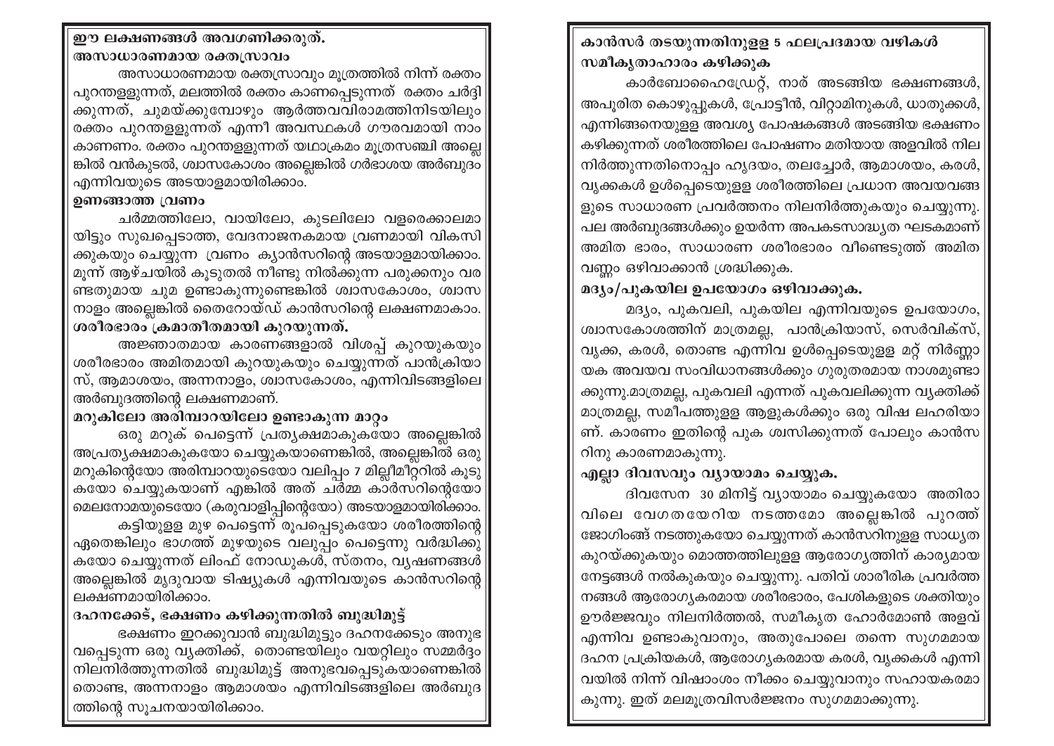## ഈ ലക്ഷണങ്ങൾ അവഗണിക്കരുത്.

### അസാധാരണമായ രക്തസ്രാവം

അസാധാരണമായ രക്തസ്രാവും മൂത്രത്തിൽ നിന്ന് രക്തം പുറന്തള്ളുന്നത്, മലത്തിൽ രക്തം കാണപ്പെടുന്നത് രക്തം ചർദ്ദിക്കുന്നത്, ചുമയ്ക്കുമ്പോഴും ആർത്തവവിരാമത്തിനിടയിലും രക്തം പുറന്തള്ളുന്നത് എന്നീ അവസ്ഥകൾ ഗൗരവമായി നാം കാണണം. രക്തം പുറന്തള്ളുന്നത് യഥാക്രമം മൂത്രസഞ്ചി അല്ലെങ്കിൽ വൻകുടൽ, ശ്വാസകോശം അല്ലെങ്കിൽ ഗർഭാശയ അർബുദം എന്നിവയുടെ അടയാളമായിരിക്കാം.

### ഉണങ്ങാത്ത വ്രണം

ചർമ്മത്തിലോ, വായിലോ, കുടലിലോ വളരെക്കാലമായിട്ടും സുഖപ്പെടാത്ത, വേദനാജനകമായ വ്രണമായി വികസിക്കുകയും ചെയ്യുന്ന വ്രണം ക്യാൻസറിന്റെ അടയാളമായിക്കാം. മൂന്ന് ആഴ്ചയിൽ കൂടുതൽ നീണ്ടു നിൽക്കുന്ന പരുക്കനും വരണ്ടതുമായ ചുമ ഉണ്ടാകുന്നുണ്ടെങ്കിൽ ശ്വാസകോശം, ശ്വാസനാളം അല്ലെങ്കിൽ തൈറോയ്ഡ് കാൻസറിന്റെ ലക്ഷണമാകാം.

### ശരീരഭാരം ക്രമാതീതമായി കുറയുന്നത്.

അജ്ഞാതമായ കാരണങ്ങളാൽ വിശപ്പ് കുറയുകയും ശരീരഭാരം അമിതമായി കുറയുകയും ചെയ്യുന്നത് പാൻക്രിയാസ്, ആമാശയം, അന്നനാളം, ശ്വാസകോശം, എന്നിവിടങ്ങളിലെ അർബുദത്തിന്റെ ലക്ഷണമാണ്.

### മറുകിലോ അരിമ്പാറയിലോ ഉണ്ടാകുന്ന മാറ്റം

ഒരു മറുക് പെട്ടെന്ന് പ്രത്യക്ഷമാകുകയോ അല്ലെങ്കിൽ അപ്രത്യക്ഷമാകുകയോ ചെയ്യുകയാണെങ്കിൽ, അല്ലെങ്കിൽ ഒരു മറുകിന്റെയോ അരിമ്പാറയുടെയോ വലിപ്പം 7 മില്ലീമീറ്ററിൽ കൂടുകയോ ചെയ്യുകയാണ് എങ്കിൽ അത് ചർമ്മ കാർസറിന്റെയോ മെലനോമയുടെയോ (കരുവാളിപ്പിന്റെയോ) അടയാളമായിരിക്കാം.

കട്ടിയുള്ള മുഴ പെട്ടെന്ന് രൂപപ്പെടുകയോ ശരീരത്തിന്റെ ഏതെങ്കിലും ഭാഗത്ത് മുഴയുടെ വലുപ്പം പെട്ടെന്നു വർദ്ധിക്കുകയോ ചെയ്യുന്നത് ലിംഫ് നോഡുകൾ, സ്തനം, വൃഷണങ്ങൾ അല്ലെങ്കിൽ മൃദുവായ ടിഷ്യുകൾ എന്നിവയുടെ കാൻസറിന്റെ ലക്ഷണമായിരിക്കാം.

### ദഹനക്കേട്, ഭക്ഷണം കഴിക്കുന്നതിൽ ബുദ്ധിമുട്ട്

ഭക്ഷണം ഇറക്കുവാൻ ബുദ്ധിമുട്ടും ദഹനക്കേടും അനുഭവപ്പെടുന്ന ഒരു വ്യക്തിക്ക്, തൊണ്ടയിലും വയറ്റിലും സമ്മർദ്ദം നിലനിർത്തുന്നതിൽ ബുദ്ധിമുട്ട് അനുഭവപ്പെടുകയാണെങ്കിൽ തൊണ്ട, അന്നനാളം ആമാശയം എന്നിവിടങ്ങളിലെ അർബുദത്തിന്റെ സൂചനയായിരിക്കാം.

## കാൻസർ തടയുന്നതിനുള്ള 5 ഫലപ്രദമായ വഴികൾ

### സമീകൃതാഹാരം കഴിക്കുക

കാർബോഹൈഡ്രേറ്റ്, നാര് അടങ്ങിയ ഭക്ഷണങ്ങൾ, അപൂരിത കൊഴുപ്പുകൾ, പ്രോട്ടീൻ, വിറ്റാമിനുകൾ, ധാതുക്കൾ, എന്നിങ്ങനെയുള്ള അവശ്യ പോഷകങ്ങൾ അടങ്ങിയ ഭക്ഷണം കഴിക്കുന്നത് ശരീരത്തിലെ പോഷണം മതിയായ അളവിൽ നിലനിർത്തുന്നതിനൊപ്പം ഹൃദയം, തലച്ചോർ, ആമാശയം, കരൾ, വൃക്കകൾ ഉൾപ്പെടെയുള്ള ശരീരത്തിലെ പ്രധാന അവയവങ്ങളുടെ സാധാരണ പ്രവർത്തനം നിലനിർത്തുകയും ചെയ്യുന്നു. പല അർബുദങ്ങൾക്കും ഉയർന്ന അപകടസാദ്ധ്യത ഘടകമാണ് അമിത ഭാരം, സാധാരണ ശരീരഭാരം വീണ്ടെടുത്ത് അമിത വണ്ണം ഒഴിവാക്കാൻ ശ്രദ്ധിക്കുക.

### മദ്യം/പുകയില ഉപയോഗം ഒഴിവാക്കുക.

മദ്യം, പുകവലി, പുകയില എന്നിവയുടെ ഉപയോഗം, ശ്വാസകോശത്തിന് മാത്രമല്ല, പാൻക്രിയാസ്, സെർവിക്സ്, വൃക്ക, കരൾ, തൊണ്ട എന്നിവ ഉൾപ്പെടെയുള്ള മറ്റ് നിർണ്ണായക അവയവ സംവിധാനങ്ങൾക്കും ഗുരുതരമായ നാശമുണ്ടാക്കുന്നു.മാത്രമല്ല, പുകവലി എന്നത് പുകവലിക്കുന്ന വ്യക്തിക്ക് മാത്രമല്ല, സമീപത്തുള്ള ആളുകൾക്കും ഒരു വിഷ ലഹരിയാണ്. കാരണം ഇതിന്റെ പുക ശ്വസിക്കുന്നത് പോലും കാൻസറിനു കാരണമാകുന്നു.

### എല്ലാ ദിവസവും വ്യായാമം ചെയ്യുക.

ദിവസേന 30 മിനിട്ട് വ്യായാമം ചെയ്യുകയോ അതിരാവിലെ വേഗതയേറിയ നടത്തമോ അല്ലെങ്കിൽ പുറത്ത് ജോഗിംങ്ങ് നടത്തുകയോ ചെയ്യുന്നത് കാൻസറിനുള്ള സാധ്യത കുറയ്ക്കുകയും മൊത്തത്തിലുള്ള ആരോഗ്യത്തിന് കാര്യമായ നേട്ടങ്ങൾ നൽകുകയും ചെയ്യുന്നു. പതിവ് ശാരീരിക പ്രവർത്തനങ്ങൾ ആരോഗ്യകരമായ ശരീരഭാരം, പേശികളുടെ ശക്തിയും ഊർജ്ജവും നിലനിർത്തൽ, സമീകൃത ഹോർമോൺ അളവ് എന്നിവ ഉണ്ടാകുവാനും, അതുപോലെ തന്നെ സുഗമമായ ദഹന പ്രക്രിയകൾ, ആരോഗ്യകരമായ കരൾ, വൃക്കകൾ എന്നിവയിൽ നിന്ന് വിഷാംശം നീക്കം ചെയ്യുവാനും സഹായകരമാകുന്നു. ഇത് മലമൂത്രവിസർജ്ജനം സുഗമമാക്കുന്നു.